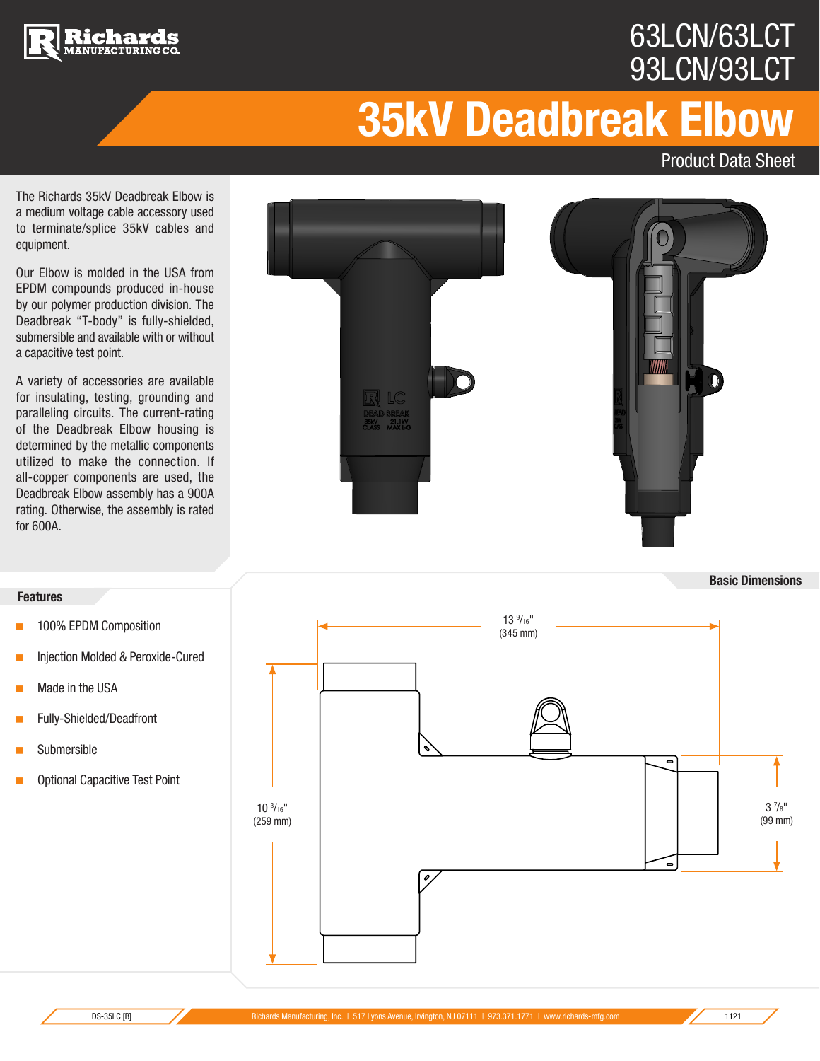# 63LCN/63LCT
# 93LCN/93LCT

# 35kV Deadbreak Elbow

Product Data Sheet

The Richards 35kV Deadbreak Elbow is a medium voltage cable accessory used to terminate/splice 35kV cables and equipment.

Our Elbow is molded in the USA from EPDM compounds produced in-house by our polymer production division. The Deadbreak "T-body" is fully-shielded, submersible and available with or without a capacitive test point.

A variety of accessories are available for insulating, testing, grounding and paralleling circuits. The current-rating of the Deadbreak Elbow housing is determined by the metallic components utilized to make the connection. If all-copper components are used, the Deadbreak Elbow assembly has a 900A rating. Otherwise, the assembly is rated for 600A.

## Features

- 100% EPDM Composition
- Injection Molded & Peroxide-Cured
- Made in the USA
- Fully-Shielded/Deadfront
- Submersible
- Optional Capacitive Test Point

## Basic Dimensions

13 9/16" (345 mm)

10 3/16" (259 mm)

3 7/8" (99 mm)

DS-35LC [B]

Richards Manufacturing, Inc. | 517 Lyons Avenue, Irvington, NJ 07111 | 973.371.1771 | www.richards-mfg.com

1121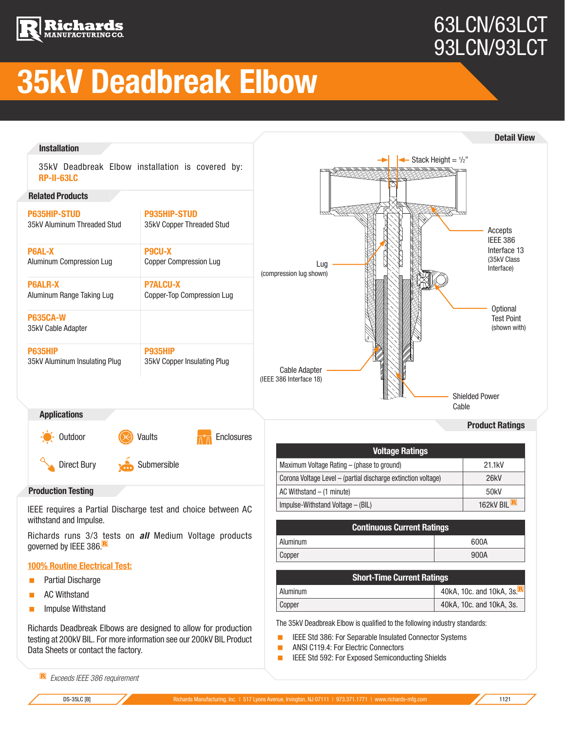63LCN/63LCT
93LCN/93LCT

# 35kV Deadbreak Elbow

## Installation

35kV Deadbreak Elbow installation is covered by: **RP-II-63LC**

## Related Products

| | |
|---|---|
| **P635HIP-STUD** 35kV Aluminum Threaded Stud | **P935HIP-STUD** 35kV Copper Threaded Stud |
| **P6AL-X** Aluminum Compression Lug | **P9CU-X** Copper Compression Lug |
| **P6ALR-X** Aluminum Range Taking Lug | **P7ALCU-X** Copper-Top Compression Lug |
| **P635CA-W** 35kV Cable Adapter | |
| **P635HIP** 35kV Aluminum Insulating Plug | **P935HIP** 35kV Copper Insulating Plug |

## Detail View

Stack Height = 1/2"

Accepts IEEE 386 Interface 13 (35kV Class Interface)

Lug (compression lug shown)

Optional Test Point (shown with)

Cable Adapter (IEEE 386 Interface 18)

Shielded Power Cable

## Applications

- Outdoor
- Vaults
- Enclosures
- Direct Bury
- Submersible

## Production Testing

IEEE requires a Partial Discharge test and choice between AC withstand and Impulse.

Richards runs 3/3 tests on ***all*** Medium Voltage products governed by IEEE 386.[R]

**100% Routine Electrical Test:**

- Partial Discharge
- AC Withstand
- Impulse Withstand

Richards Deadbreak Elbows are designed to allow for production testing at 200kV BIL. For more information see our 200kV BIL Product Data Sheets or contact the factory.

## Product Ratings

| Voltage Ratings | |
|---|---|
| Maximum Voltage Rating – (phase to ground) | 21.1kV |
| Corona Voltage Level – (partial discharge extinction voltage) | 26kV |
| AC Withstand – (1 minute) | 50kV |
| Impulse-Withstand Voltage – (BIL) | 162kV BIL [R] |

| Continuous Current Ratings | |
|---|---|
| Aluminum | 600A |
| Copper | 900A |

| Short-Time Current Ratings | |
|---|---|
| Aluminum | 40kA, 10c. and 10kA, 3s. [R] |
| Copper | 40kA, 10c. and 10kA, 3s. |

The 35kV Deadbreak Elbow is qualified to the following industry standards:

- IEEE Std 386: For Separable Insulated Connector Systems
- ANSI C119.4: For Electric Connectors
- IEEE Std 592: For Exposed Semiconducting Shields

[R] *Exceeds IEEE 386 requirement*